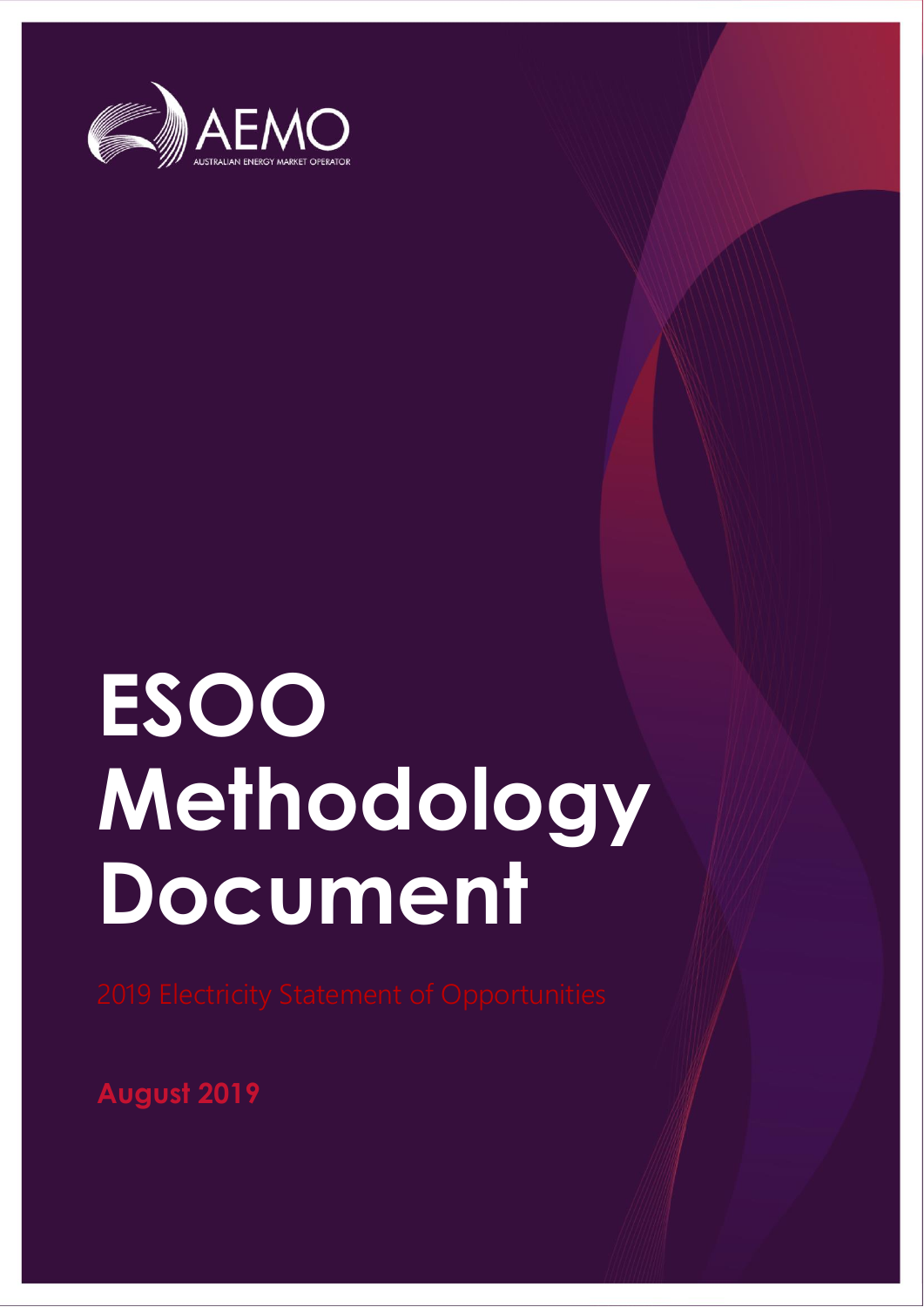AEMO

AUSTRALIAN ENERGY MARKET OPERATOR

# ESOO Methodology Document

2019 Electricity Statement of Opportunities

**August 2019**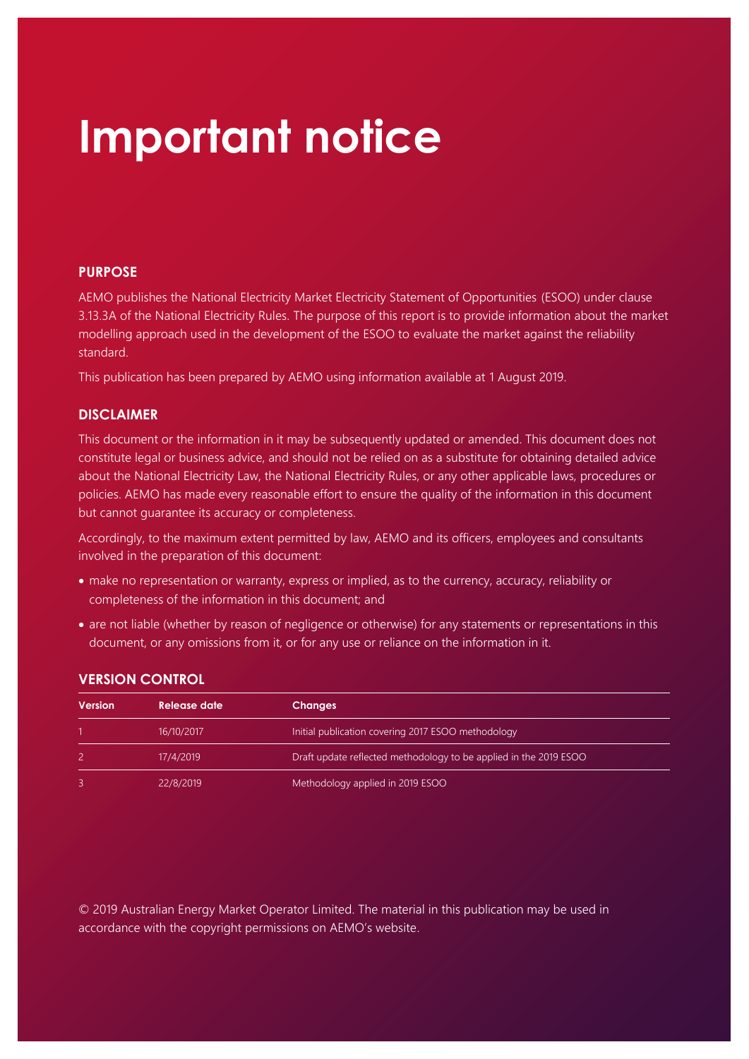# Important notice

## PURPOSE

AEMO publishes the National Electricity Market Electricity Statement of Opportunities (ESOO) under clause 3.13.3A of the National Electricity Rules. The purpose of this report is to provide information about the market modelling approach used in the development of the ESOO to evaluate the market against the reliability standard.

This publication has been prepared by AEMO using information available at 1 August 2019.

## DISCLAIMER

This document or the information in it may be subsequently updated or amended. This document does not constitute legal or business advice, and should not be relied on as a substitute for obtaining detailed advice about the National Electricity Law, the National Electricity Rules, or any other applicable laws, procedures or policies. AEMO has made every reasonable effort to ensure the quality of the information in this document but cannot guarantee its accuracy or completeness.

Accordingly, to the maximum extent permitted by law, AEMO and its officers, employees and consultants involved in the preparation of this document:

- make no representation or warranty, express or implied, as to the currency, accuracy, reliability or completeness of the information in this document; and
- are not liable (whether by reason of negligence or otherwise) for any statements or representations in this document, or any omissions from it, or for any use or reliance on the information in it.

## VERSION CONTROL

| Version | Release date | Changes |
|---|---|---|
| 1 | 16/10/2017 | Initial publication covering 2017 ESOO methodology |
| 2 | 17/4/2019 | Draft update reflected methodology to be applied in the 2019 ESOO |
| 3 | 22/8/2019 | Methodology applied in 2019 ESOO |

© 2019 Australian Energy Market Operator Limited. The material in this publication may be used in accordance with the copyright permissions on AEMO's website.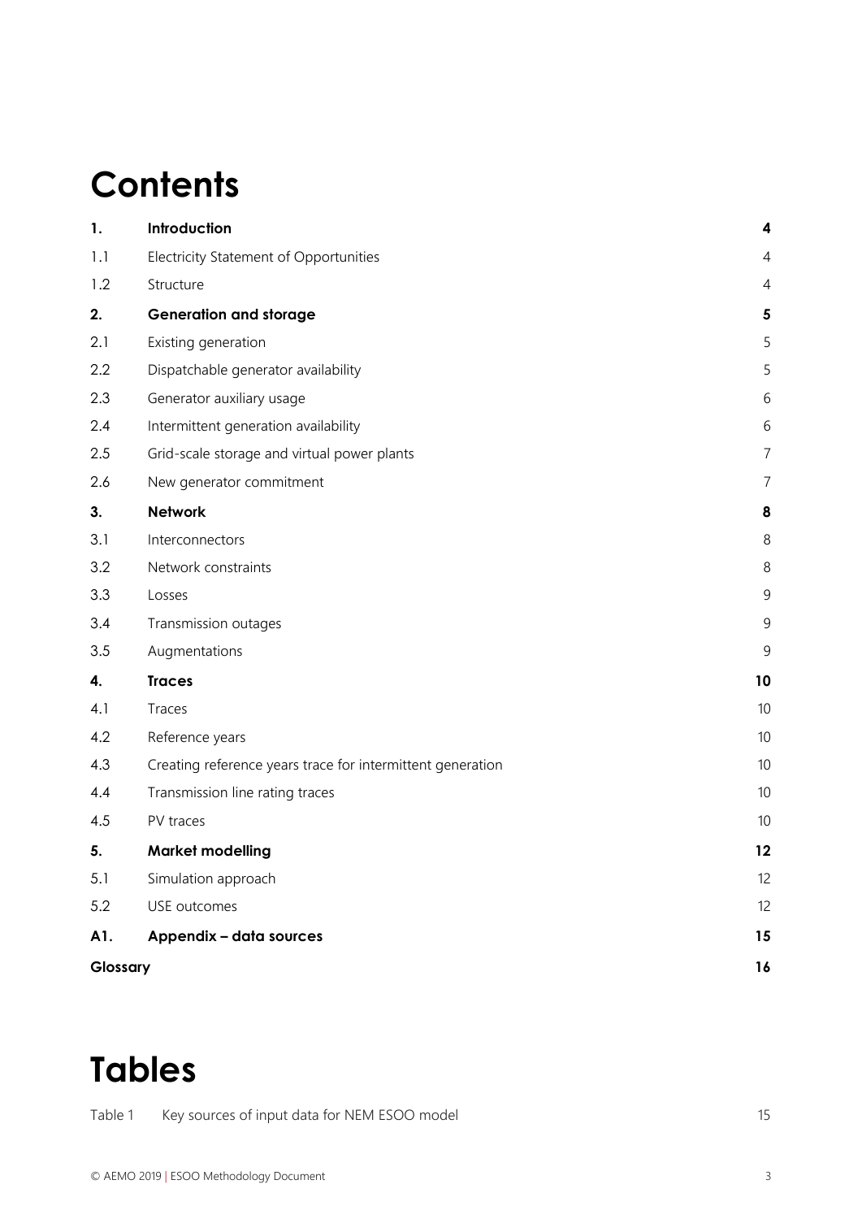# Contents

| | | |
|---|---|---|
| **1.** | **Introduction** | **4** |
| 1.1 | Electricity Statement of Opportunities | 4 |
| 1.2 | Structure | 4 |
| **2.** | **Generation and storage** | **5** |
| 2.1 | Existing generation | 5 |
| 2.2 | Dispatchable generator availability | 5 |
| 2.3 | Generator auxiliary usage | 6 |
| 2.4 | Intermittent generation availability | 6 |
| 2.5 | Grid-scale storage and virtual power plants | 7 |
| 2.6 | New generator commitment | 7 |
| **3.** | **Network** | **8** |
| 3.1 | Interconnectors | 8 |
| 3.2 | Network constraints | 8 |
| 3.3 | Losses | 9 |
| 3.4 | Transmission outages | 9 |
| 3.5 | Augmentations | 9 |
| **4.** | **Traces** | **10** |
| 4.1 | Traces | 10 |
| 4.2 | Reference years | 10 |
| 4.3 | Creating reference years trace for intermittent generation | 10 |
| 4.4 | Transmission line rating traces | 10 |
| 4.5 | PV traces | 10 |
| **5.** | **Market modelling** | **12** |
| 5.1 | Simulation approach | 12 |
| 5.2 | USE outcomes | 12 |
| **A1.** | **Appendix – data sources** | **15** |
| **Glossary** | | **16** |

# Tables

| | | |
|---|---|---|
| Table 1 | Key sources of input data for NEM ESOO model | 15 |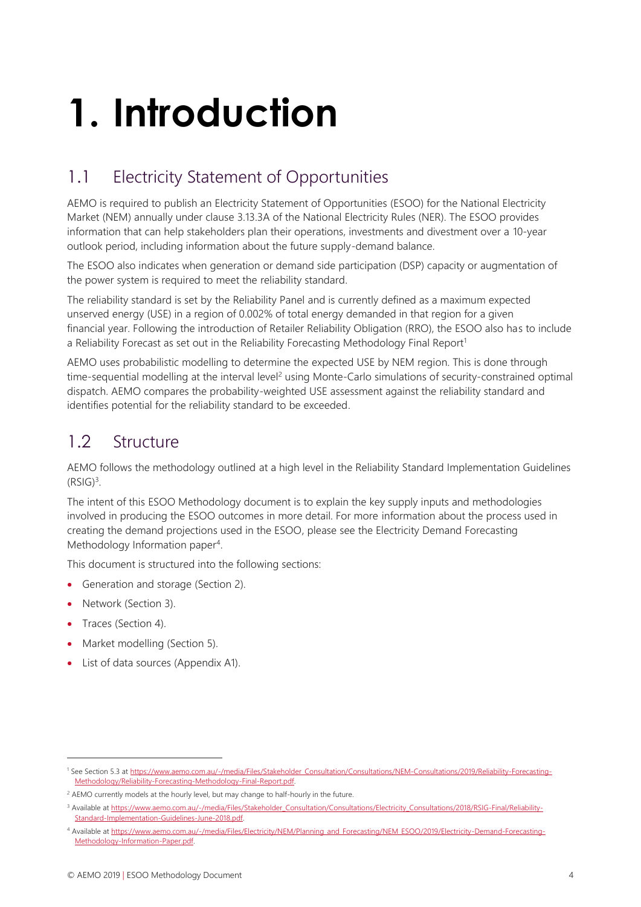# 1. Introduction

## 1.1 Electricity Statement of Opportunities

AEMO is required to publish an Electricity Statement of Opportunities (ESOO) for the National Electricity Market (NEM) annually under clause 3.13.3A of the National Electricity Rules (NER). The ESOO provides information that can help stakeholders plan their operations, investments and divestment over a 10-year outlook period, including information about the future supply-demand balance.

The ESOO also indicates when generation or demand side participation (DSP) capacity or augmentation of the power system is required to meet the reliability standard.

The reliability standard is set by the Reliability Panel and is currently defined as a maximum expected unserved energy (USE) in a region of 0.002% of total energy demanded in that region for a given financial year. Following the introduction of Retailer Reliability Obligation (RRO), the ESOO also has to include a Reliability Forecast as set out in the Reliability Forecasting Methodology Final Report[1]

AEMO uses probabilistic modelling to determine the expected USE by NEM region. This is done through time-sequential modelling at the interval level[2] using Monte-Carlo simulations of security-constrained optimal dispatch. AEMO compares the probability-weighted USE assessment against the reliability standard and identifies potential for the reliability standard to be exceeded.

## 1.2 Structure

AEMO follows the methodology outlined at a high level in the Reliability Standard Implementation Guidelines (RSIG)[3].

The intent of this ESOO Methodology document is to explain the key supply inputs and methodologies involved in producing the ESOO outcomes in more detail. For more information about the process used in creating the demand projections used in the ESOO, please see the Electricity Demand Forecasting Methodology Information paper[4].

This document is structured into the following sections:

- Generation and storage (Section 2).
- Network (Section 3).
- Traces (Section 4).
- Market modelling (Section 5).
- List of data sources (Appendix A1).

---

[1] See Section 5.3 at https://www.aemo.com.au/-/media/Files/Stakeholder_Consultation/Consultations/NEM-Consultations/2019/Reliability-Forecasting-Methodology/Reliability-Forecasting-Methodology-Final-Report.pdf.

[2] AEMO currently models at the hourly level, but may change to half-hourly in the future.

[3] Available at https://www.aemo.com.au/-/media/Files/Stakeholder_Consultation/Consultations/Electricity_Consultations/2018/RSIG-Final/Reliability-Standard-Implementation-Guidelines-June-2018.pdf.

[4] Available at https://www.aemo.com.au/-/media/Files/Electricity/NEM/Planning_and_Forecasting/NEM_ESOO/2019/Electricity-Demand-Forecasting-Methodology-Information-Paper.pdf.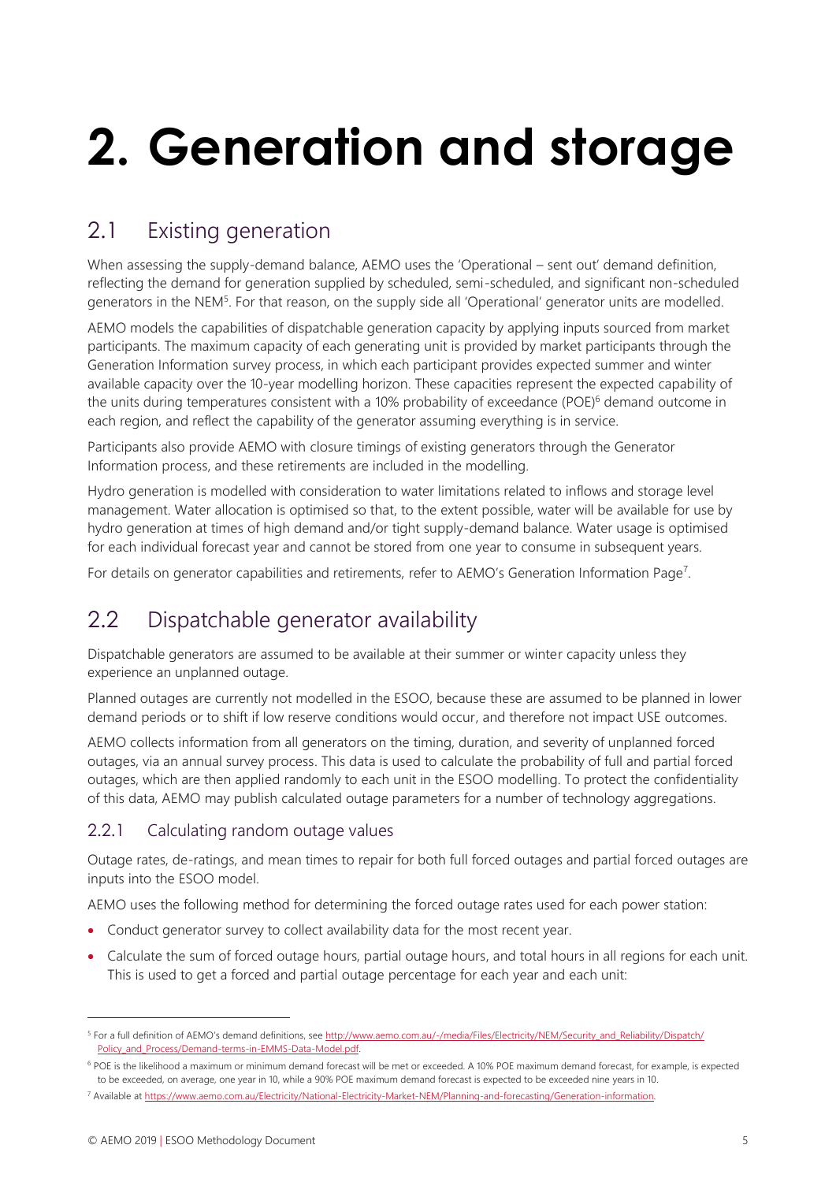# 2. Generation and storage

## 2.1 Existing generation

When assessing the supply-demand balance, AEMO uses the 'Operational – sent out' demand definition, reflecting the demand for generation supplied by scheduled, semi-scheduled, and significant non-scheduled generators in the NEM[5]. For that reason, on the supply side all 'Operational' generator units are modelled.

AEMO models the capabilities of dispatchable generation capacity by applying inputs sourced from market participants. The maximum capacity of each generating unit is provided by market participants through the Generation Information survey process, in which each participant provides expected summer and winter available capacity over the 10-year modelling horizon. These capacities represent the expected capability of the units during temperatures consistent with a 10% probability of exceedance (POE)[6] demand outcome in each region, and reflect the capability of the generator assuming everything is in service.

Participants also provide AEMO with closure timings of existing generators through the Generator Information process, and these retirements are included in the modelling.

Hydro generation is modelled with consideration to water limitations related to inflows and storage level management. Water allocation is optimised so that, to the extent possible, water will be available for use by hydro generation at times of high demand and/or tight supply-demand balance. Water usage is optimised for each individual forecast year and cannot be stored from one year to consume in subsequent years.

For details on generator capabilities and retirements, refer to AEMO's Generation Information Page[7].

## 2.2 Dispatchable generator availability

Dispatchable generators are assumed to be available at their summer or winter capacity unless they experience an unplanned outage.

Planned outages are currently not modelled in the ESOO, because these are assumed to be planned in lower demand periods or to shift if low reserve conditions would occur, and therefore not impact USE outcomes.

AEMO collects information from all generators on the timing, duration, and severity of unplanned forced outages, via an annual survey process. This data is used to calculate the probability of full and partial forced outages, which are then applied randomly to each unit in the ESOO modelling. To protect the confidentiality of this data, AEMO may publish calculated outage parameters for a number of technology aggregations.

### 2.2.1 Calculating random outage values

Outage rates, de-ratings, and mean times to repair for both full forced outages and partial forced outages are inputs into the ESOO model.

AEMO uses the following method for determining the forced outage rates used for each power station:

- Conduct generator survey to collect availability data for the most recent year.
- Calculate the sum of forced outage hours, partial outage hours, and total hours in all regions for each unit. This is used to get a forced and partial outage percentage for each year and each unit:

---

[5] For a full definition of AEMO's demand definitions, see http://www.aemo.com.au/-/media/Files/Electricity/NEM/Security_and_Reliability/Dispatch/Policy_and_Process/Demand-terms-in-EMMS-Data-Model.pdf.

[6] POE is the likelihood a maximum or minimum demand forecast will be met or exceeded. A 10% POE maximum demand forecast, for example, is expected to be exceeded, on average, one year in 10, while a 90% POE maximum demand forecast is expected to be exceeded nine years in 10.

[7] Available at https://www.aemo.com.au/Electricity/National-Electricity-Market-NEM/Planning-and-forecasting/Generation-information.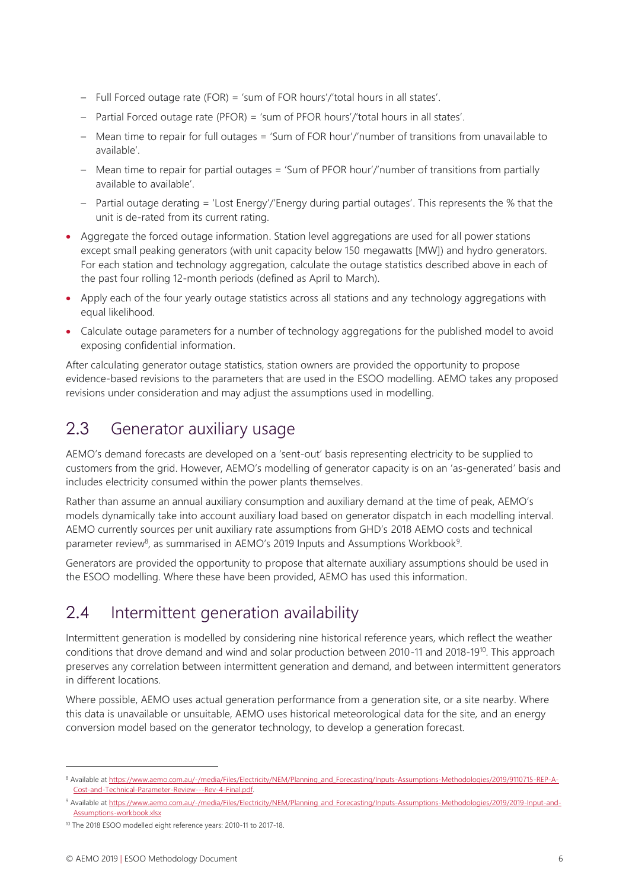- Full Forced outage rate (FOR) = 'sum of FOR hours'/'total hours in all states'.
  - Partial Forced outage rate (PFOR) = 'sum of PFOR hours'/'total hours in all states'.
  - Mean time to repair for full outages = 'Sum of FOR hour'/'number of transitions from unavailable to available'.
  - Mean time to repair for partial outages = 'Sum of PFOR hour'/'number of transitions from partially available to available'.
  - Partial outage derating = 'Lost Energy'/'Energy during partial outages'. This represents the % that the unit is de-rated from its current rating.
- Aggregate the forced outage information. Station level aggregations are used for all power stations except small peaking generators (with unit capacity below 150 megawatts [MW]) and hydro generators. For each station and technology aggregation, calculate the outage statistics described above in each of the past four rolling 12-month periods (defined as April to March).
- Apply each of the four yearly outage statistics across all stations and any technology aggregations with equal likelihood.
- Calculate outage parameters for a number of technology aggregations for the published model to avoid exposing confidential information.

After calculating generator outage statistics, station owners are provided the opportunity to propose evidence-based revisions to the parameters that are used in the ESOO modelling. AEMO takes any proposed revisions under consideration and may adjust the assumptions used in modelling.

## 2.3 Generator auxiliary usage

AEMO's demand forecasts are developed on a 'sent-out' basis representing electricity to be supplied to customers from the grid. However, AEMO's modelling of generator capacity is on an 'as-generated' basis and includes electricity consumed within the power plants themselves.

Rather than assume an annual auxiliary consumption and auxiliary demand at the time of peak, AEMO's models dynamically take into account auxiliary load based on generator dispatch in each modelling interval. AEMO currently sources per unit auxiliary rate assumptions from GHD's 2018 AEMO costs and technical parameter review[8], as summarised in AEMO's 2019 Inputs and Assumptions Workbook[9].

Generators are provided the opportunity to propose that alternate auxiliary assumptions should be used in the ESOO modelling. Where these have been provided, AEMO has used this information.

## 2.4 Intermittent generation availability

Intermittent generation is modelled by considering nine historical reference years, which reflect the weather conditions that drove demand and wind and solar production between 2010-11 and 2018-19[10]. This approach preserves any correlation between intermittent generation and demand, and between intermittent generators in different locations.

Where possible, AEMO uses actual generation performance from a generation site, or a site nearby. Where this data is unavailable or unsuitable, AEMO uses historical meteorological data for the site, and an energy conversion model based on the generator technology, to develop a generation forecast.

---

[8] Available at https://www.aemo.com.au/-/media/Files/Electricity/NEM/Planning_and_Forecasting/Inputs-Assumptions-Methodologies/2019/9110715-REP-A-Cost-and-Technical-Parameter-Review---Rev-4-Final.pdf.

[9] Available at https://www.aemo.com.au/-/media/Files/Electricity/NEM/Planning_and_Forecasting/Inputs-Assumptions-Methodologies/2019/2019-Input-and-Assumptions-workbook.xlsx

[10] The 2018 ESOO modelled eight reference years: 2010-11 to 2017-18.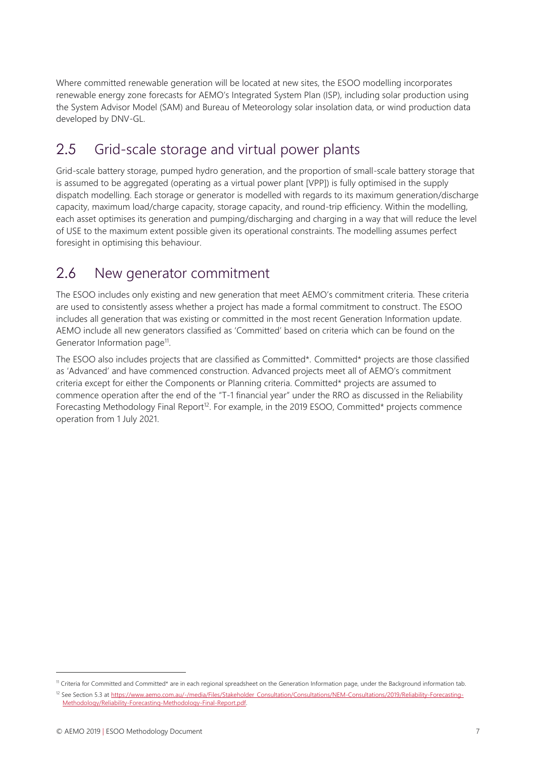Where committed renewable generation will be located at new sites, the ESOO modelling incorporates renewable energy zone forecasts for AEMO's Integrated System Plan (ISP), including solar production using the System Advisor Model (SAM) and Bureau of Meteorology solar insolation data, or wind production data developed by DNV-GL.

## 2.5 Grid-scale storage and virtual power plants

Grid-scale battery storage, pumped hydro generation, and the proportion of small-scale battery storage that is assumed to be aggregated (operating as a virtual power plant [VPP]) is fully optimised in the supply dispatch modelling. Each storage or generator is modelled with regards to its maximum generation/discharge capacity, maximum load/charge capacity, storage capacity, and round-trip efficiency. Within the modelling, each asset optimises its generation and pumping/discharging and charging in a way that will reduce the level of USE to the maximum extent possible given its operational constraints. The modelling assumes perfect foresight in optimising this behaviour.

## 2.6 New generator commitment

The ESOO includes only existing and new generation that meet AEMO's commitment criteria. These criteria are used to consistently assess whether a project has made a formal commitment to construct. The ESOO includes all generation that was existing or committed in the most recent Generation Information update. AEMO include all new generators classified as 'Committed' based on criteria which can be found on the Generator Information page[11].

The ESOO also includes projects that are classified as Committed*. Committed* projects are those classified as 'Advanced' and have commenced construction. Advanced projects meet all of AEMO's commitment criteria except for either the Components or Planning criteria. Committed* projects are assumed to commence operation after the end of the "T-1 financial year" under the RRO as discussed in the Reliability Forecasting Methodology Final Report[12]. For example, in the 2019 ESOO, Committed* projects commence operation from 1 July 2021.

---

[11] Criteria for Committed and Committed* are in each regional spreadsheet on the Generation Information page, under the Background information tab.

[12] See Section 5.3 at https://www.aemo.com.au/-/media/Files/Stakeholder_Consultation/Consultations/NEM-Consultations/2019/Reliability-Forecasting-Methodology/Reliability-Forecasting-Methodology-Final-Report.pdf.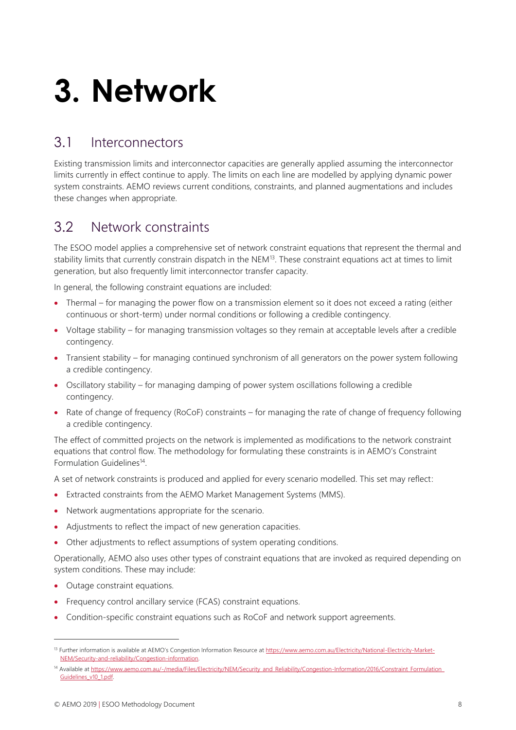# 3. Network

## 3.1 Interconnectors

Existing transmission limits and interconnector capacities are generally applied assuming the interconnector limits currently in effect continue to apply. The limits on each line are modelled by applying dynamic power system constraints. AEMO reviews current conditions, constraints, and planned augmentations and includes these changes when appropriate.

## 3.2 Network constraints

The ESOO model applies a comprehensive set of network constraint equations that represent the thermal and stability limits that currently constrain dispatch in the NEM[13]. These constraint equations act at times to limit generation, but also frequently limit interconnector transfer capacity.

In general, the following constraint equations are included:

- Thermal – for managing the power flow on a transmission element so it does not exceed a rating (either continuous or short-term) under normal conditions or following a credible contingency.
- Voltage stability – for managing transmission voltages so they remain at acceptable levels after a credible contingency.
- Transient stability – for managing continued synchronism of all generators on the power system following a credible contingency.
- Oscillatory stability – for managing damping of power system oscillations following a credible contingency.
- Rate of change of frequency (RoCoF) constraints – for managing the rate of change of frequency following a credible contingency.

The effect of committed projects on the network is implemented as modifications to the network constraint equations that control flow. The methodology for formulating these constraints is in AEMO's Constraint Formulation Guidelines[14].

A set of network constraints is produced and applied for every scenario modelled. This set may reflect:

- Extracted constraints from the AEMO Market Management Systems (MMS).
- Network augmentations appropriate for the scenario.
- Adjustments to reflect the impact of new generation capacities.
- Other adjustments to reflect assumptions of system operating conditions.

Operationally, AEMO also uses other types of constraint equations that are invoked as required depending on system conditions. These may include:

- Outage constraint equations.
- Frequency control ancillary service (FCAS) constraint equations.
- Condition-specific constraint equations such as RoCoF and network support agreements.

---

[13] Further information is available at AEMO's Congestion Information Resource at https://www.aemo.com.au/Electricity/National-Electricity-Market-NEM/Security-and-reliability/Congestion-information.

[14] Available at https://www.aemo.com.au/-/media/Files/Electricity/NEM/Security_and_Reliability/Congestion-Information/2016/Constraint_Formulation_Guidelines_v10_1.pdf.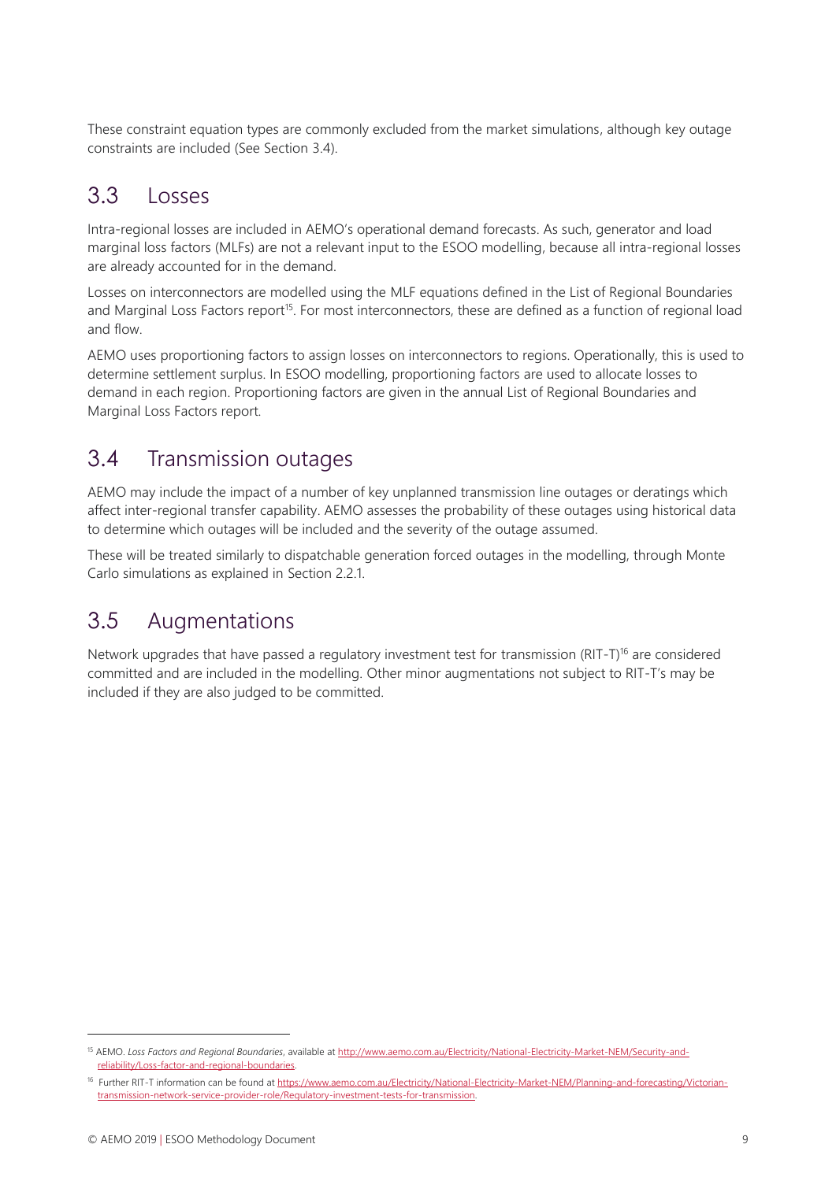These constraint equation types are commonly excluded from the market simulations, although key outage constraints are included (See Section 3.4).

## 3.3 Losses

Intra-regional losses are included in AEMO's operational demand forecasts. As such, generator and load marginal loss factors (MLFs) are not a relevant input to the ESOO modelling, because all intra-regional losses are already accounted for in the demand.

Losses on interconnectors are modelled using the MLF equations defined in the List of Regional Boundaries and Marginal Loss Factors report[15]. For most interconnectors, these are defined as a function of regional load and flow.

AEMO uses proportioning factors to assign losses on interconnectors to regions. Operationally, this is used to determine settlement surplus. In ESOO modelling, proportioning factors are used to allocate losses to demand in each region. Proportioning factors are given in the annual List of Regional Boundaries and Marginal Loss Factors report.

## 3.4 Transmission outages

AEMO may include the impact of a number of key unplanned transmission line outages or deratings which affect inter-regional transfer capability. AEMO assesses the probability of these outages using historical data to determine which outages will be included and the severity of the outage assumed.

These will be treated similarly to dispatchable generation forced outages in the modelling, through Monte Carlo simulations as explained in Section 2.2.1.

## 3.5 Augmentations

Network upgrades that have passed a regulatory investment test for transmission (RIT-T)[16] are considered committed and are included in the modelling. Other minor augmentations not subject to RIT-T's may be included if they are also judged to be committed.

---

[15] AEMO. *Loss Factors and Regional Boundaries*, available at http://www.aemo.com.au/Electricity/National-Electricity-Market-NEM/Security-and-reliability/Loss-factor-and-regional-boundaries.

[16] Further RIT-T information can be found at https://www.aemo.com.au/Electricity/National-Electricity-Market-NEM/Planning-and-forecasting/Victorian-transmission-network-service-provider-role/Regulatory-investment-tests-for-transmission.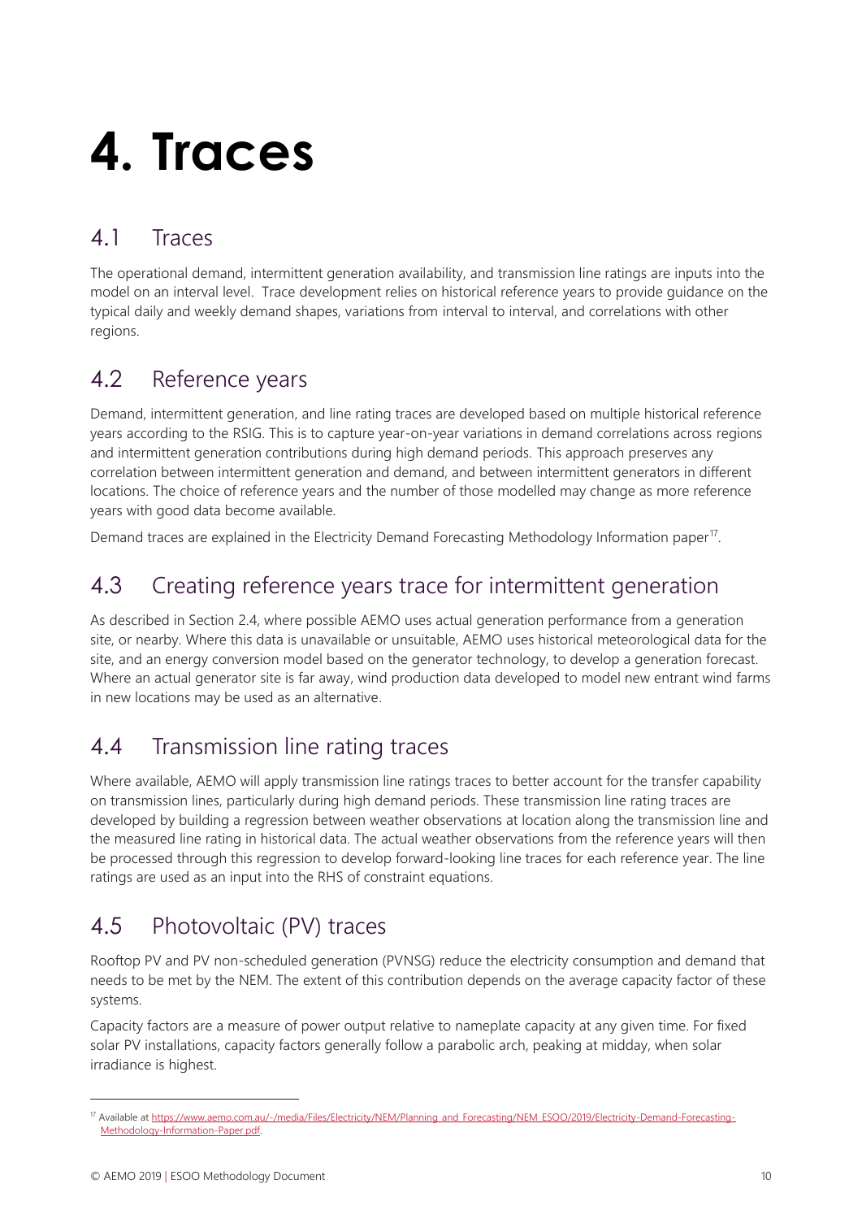# 4. Traces

## 4.1 Traces

The operational demand, intermittent generation availability, and transmission line ratings are inputs into the model on an interval level. Trace development relies on historical reference years to provide guidance on the typical daily and weekly demand shapes, variations from interval to interval, and correlations with other regions.

## 4.2 Reference years

Demand, intermittent generation, and line rating traces are developed based on multiple historical reference years according to the RSIG. This is to capture year-on-year variations in demand correlations across regions and intermittent generation contributions during high demand periods. This approach preserves any correlation between intermittent generation and demand, and between intermittent generators in different locations. The choice of reference years and the number of those modelled may change as more reference years with good data become available.

Demand traces are explained in the Electricity Demand Forecasting Methodology Information paper[17].

## 4.3 Creating reference years trace for intermittent generation

As described in Section 2.4, where possible AEMO uses actual generation performance from a generation site, or nearby. Where this data is unavailable or unsuitable, AEMO uses historical meteorological data for the site, and an energy conversion model based on the generator technology, to develop a generation forecast. Where an actual generator site is far away, wind production data developed to model new entrant wind farms in new locations may be used as an alternative.

## 4.4 Transmission line rating traces

Where available, AEMO will apply transmission line ratings traces to better account for the transfer capability on transmission lines, particularly during high demand periods. These transmission line rating traces are developed by building a regression between weather observations at location along the transmission line and the measured line rating in historical data. The actual weather observations from the reference years will then be processed through this regression to develop forward-looking line traces for each reference year. The line ratings are used as an input into the RHS of constraint equations.

## 4.5 Photovoltaic (PV) traces

Rooftop PV and PV non-scheduled generation (PVNSG) reduce the electricity consumption and demand that needs to be met by the NEM. The extent of this contribution depends on the average capacity factor of these systems.

Capacity factors are a measure of power output relative to nameplate capacity at any given time. For fixed solar PV installations, capacity factors generally follow a parabolic arch, peaking at midday, when solar irradiance is highest.

---

[17] Available at https://www.aemo.com.au/-/media/Files/Electricity/NEM/Planning_and_Forecasting/NEM_ESOO/2019/Electricity-Demand-Forecasting-Methodology-Information-Paper.pdf.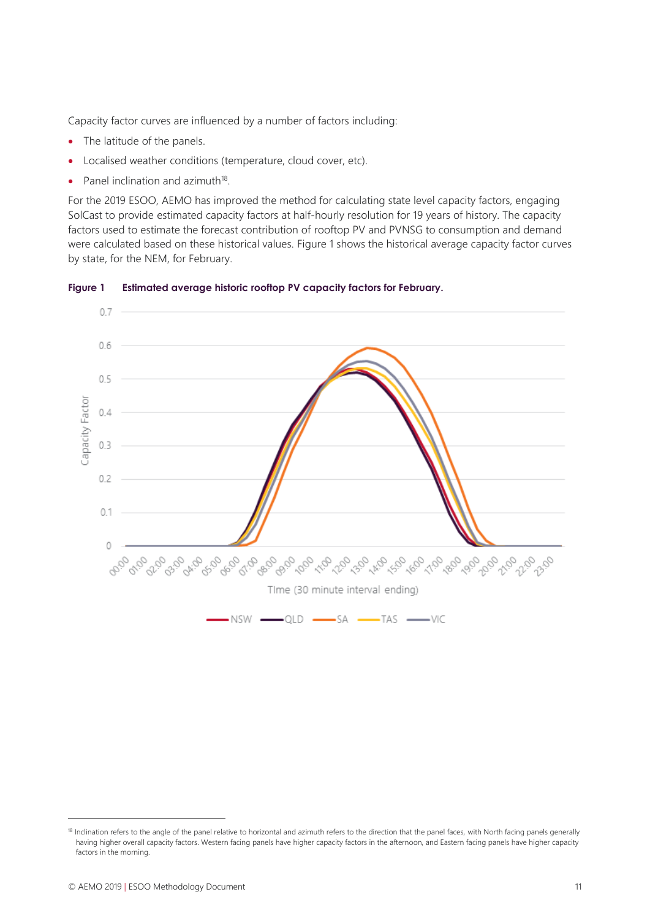Capacity factor curves are influenced by a number of factors including:

- The latitude of the panels.
- Localised weather conditions (temperature, cloud cover, etc).
- Panel inclination and azimuth[18].

For the 2019 ESOO, AEMO has improved the method for calculating state level capacity factors, engaging SolCast to provide estimated capacity factors at half-hourly resolution for 19 years of history. The capacity factors used to estimate the forecast contribution of rooftop PV and PVNSG to consumption and demand were calculated based on these historical values. Figure 1 shows the historical average capacity factor curves by state, for the NEM, for February.

**Figure 1 Estimated average historic rooftop PV capacity factors for February.**

[18] Inclination refers to the angle of the panel relative to horizontal and azimuth refers to the direction that the panel faces, with North facing panels generally having higher overall capacity factors. Western facing panels have higher capacity factors in the afternoon, and Eastern facing panels have higher capacity factors in the morning.

© AEMO 2019 | ESOO Methodology Document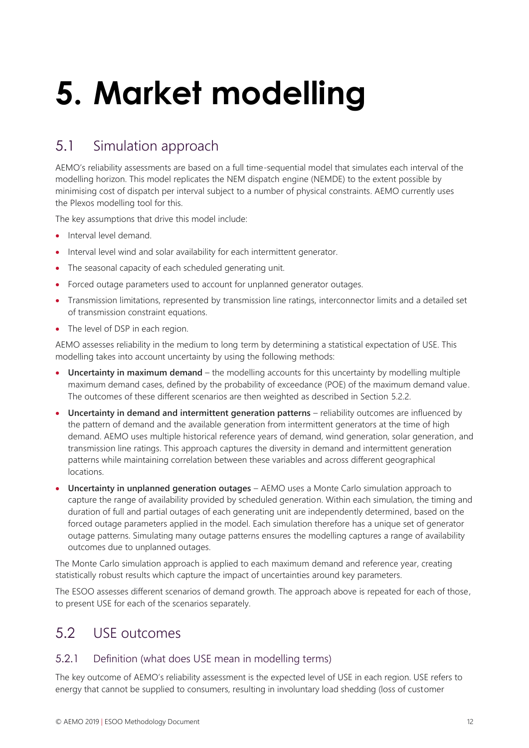# 5. Market modelling

## 5.1 Simulation approach

AEMO's reliability assessments are based on a full time-sequential model that simulates each interval of the modelling horizon. This model replicates the NEM dispatch engine (NEMDE) to the extent possible by minimising cost of dispatch per interval subject to a number of physical constraints. AEMO currently uses the Plexos modelling tool for this.

The key assumptions that drive this model include:

- Interval level demand.
- Interval level wind and solar availability for each intermittent generator.
- The seasonal capacity of each scheduled generating unit.
- Forced outage parameters used to account for unplanned generator outages.
- Transmission limitations, represented by transmission line ratings, interconnector limits and a detailed set of transmission constraint equations.
- The level of DSP in each region.

AEMO assesses reliability in the medium to long term by determining a statistical expectation of USE. This modelling takes into account uncertainty by using the following methods:

- **Uncertainty in maximum demand** – the modelling accounts for this uncertainty by modelling multiple maximum demand cases, defined by the probability of exceedance (POE) of the maximum demand value. The outcomes of these different scenarios are then weighted as described in Section 5.2.2.
- **Uncertainty in demand and intermittent generation patterns** – reliability outcomes are influenced by the pattern of demand and the available generation from intermittent generators at the time of high demand. AEMO uses multiple historical reference years of demand, wind generation, solar generation, and transmission line ratings. This approach captures the diversity in demand and intermittent generation patterns while maintaining correlation between these variables and across different geographical locations.
- **Uncertainty in unplanned generation outages** – AEMO uses a Monte Carlo simulation approach to capture the range of availability provided by scheduled generation. Within each simulation, the timing and duration of full and partial outages of each generating unit are independently determined, based on the forced outage parameters applied in the model. Each simulation therefore has a unique set of generator outage patterns. Simulating many outage patterns ensures the modelling captures a range of availability outcomes due to unplanned outages.

The Monte Carlo simulation approach is applied to each maximum demand and reference year, creating statistically robust results which capture the impact of uncertainties around key parameters.

The ESOO assesses different scenarios of demand growth. The approach above is repeated for each of those, to present USE for each of the scenarios separately.

## 5.2 USE outcomes

### 5.2.1 Definition (what does USE mean in modelling terms)

The key outcome of AEMO's reliability assessment is the expected level of USE in each region. USE refers to energy that cannot be supplied to consumers, resulting in involuntary load shedding (loss of customer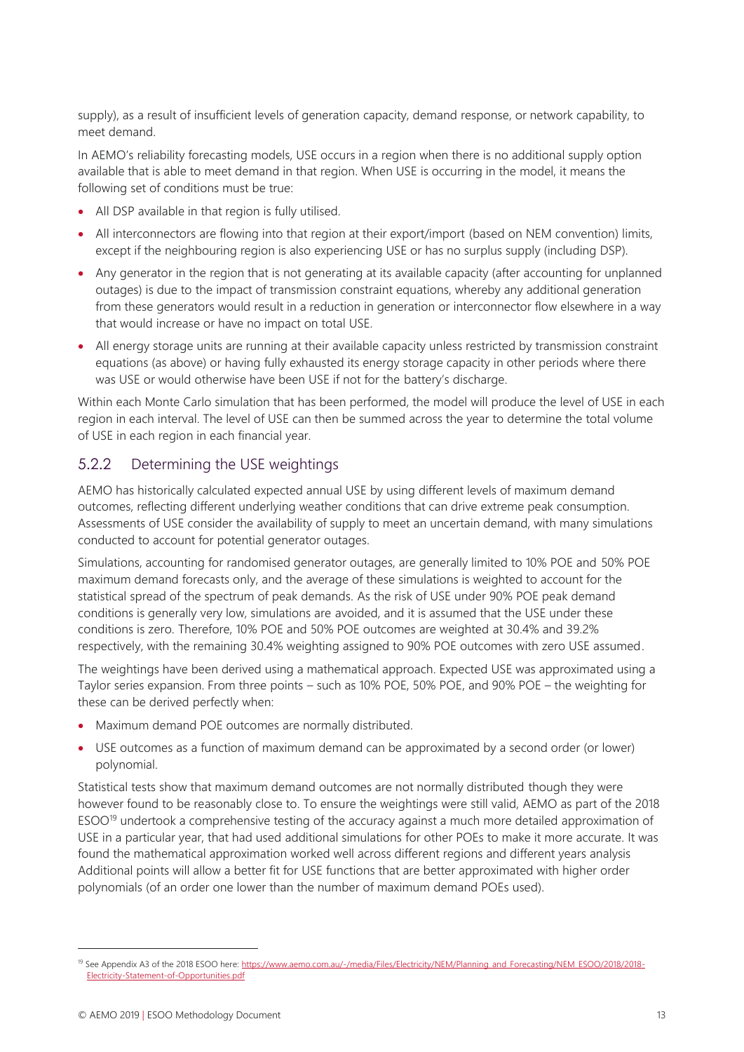supply), as a result of insufficient levels of generation capacity, demand response, or network capability, to meet demand.

In AEMO's reliability forecasting models, USE occurs in a region when there is no additional supply option available that is able to meet demand in that region. When USE is occurring in the model, it means the following set of conditions must be true:

- All DSP available in that region is fully utilised.
- All interconnectors are flowing into that region at their export/import (based on NEM convention) limits, except if the neighbouring region is also experiencing USE or has no surplus supply (including DSP).
- Any generator in the region that is not generating at its available capacity (after accounting for unplanned outages) is due to the impact of transmission constraint equations, whereby any additional generation from these generators would result in a reduction in generation or interconnector flow elsewhere in a way that would increase or have no impact on total USE.
- All energy storage units are running at their available capacity unless restricted by transmission constraint equations (as above) or having fully exhausted its energy storage capacity in other periods where there was USE or would otherwise have been USE if not for the battery's discharge.

Within each Monte Carlo simulation that has been performed, the model will produce the level of USE in each region in each interval. The level of USE can then be summed across the year to determine the total volume of USE in each region in each financial year.

### 5.2.2 Determining the USE weightings

AEMO has historically calculated expected annual USE by using different levels of maximum demand outcomes, reflecting different underlying weather conditions that can drive extreme peak consumption. Assessments of USE consider the availability of supply to meet an uncertain demand, with many simulations conducted to account for potential generator outages.

Simulations, accounting for randomised generator outages, are generally limited to 10% POE and 50% POE maximum demand forecasts only, and the average of these simulations is weighted to account for the statistical spread of the spectrum of peak demands. As the risk of USE under 90% POE peak demand conditions is generally very low, simulations are avoided, and it is assumed that the USE under these conditions is zero. Therefore, 10% POE and 50% POE outcomes are weighted at 30.4% and 39.2% respectively, with the remaining 30.4% weighting assigned to 90% POE outcomes with zero USE assumed.

The weightings have been derived using a mathematical approach. Expected USE was approximated using a Taylor series expansion. From three points – such as 10% POE, 50% POE, and 90% POE – the weighting for these can be derived perfectly when:

- Maximum demand POE outcomes are normally distributed.
- USE outcomes as a function of maximum demand can be approximated by a second order (or lower) polynomial.

Statistical tests show that maximum demand outcomes are not normally distributed though they were however found to be reasonably close to. To ensure the weightings were still valid, AEMO as part of the 2018 ESOO[19] undertook a comprehensive testing of the accuracy against a much more detailed approximation of USE in a particular year, that had used additional simulations for other POEs to make it more accurate. It was found the mathematical approximation worked well across different regions and different years analysis Additional points will allow a better fit for USE functions that are better approximated with higher order polynomials (of an order one lower than the number of maximum demand POEs used).

[19] See Appendix A3 of the 2018 ESOO here: https://www.aemo.com.au/-/media/Files/Electricity/NEM/Planning_and_Forecasting/NEM_ESOO/2018/2018-Electricity-Statement-of-Opportunities.pdf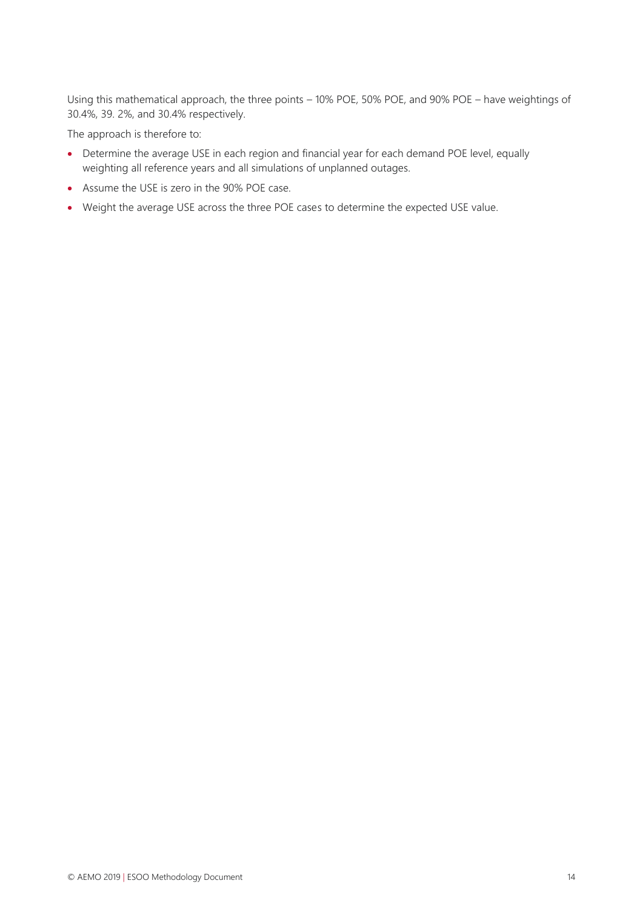Using this mathematical approach, the three points – 10% POE, 50% POE, and 90% POE – have weightings of 30.4%, 39. 2%, and 30.4% respectively.

The approach is therefore to:

- Determine the average USE in each region and financial year for each demand POE level, equally weighting all reference years and all simulations of unplanned outages.
- Assume the USE is zero in the 90% POE case.
- Weight the average USE across the three POE cases to determine the expected USE value.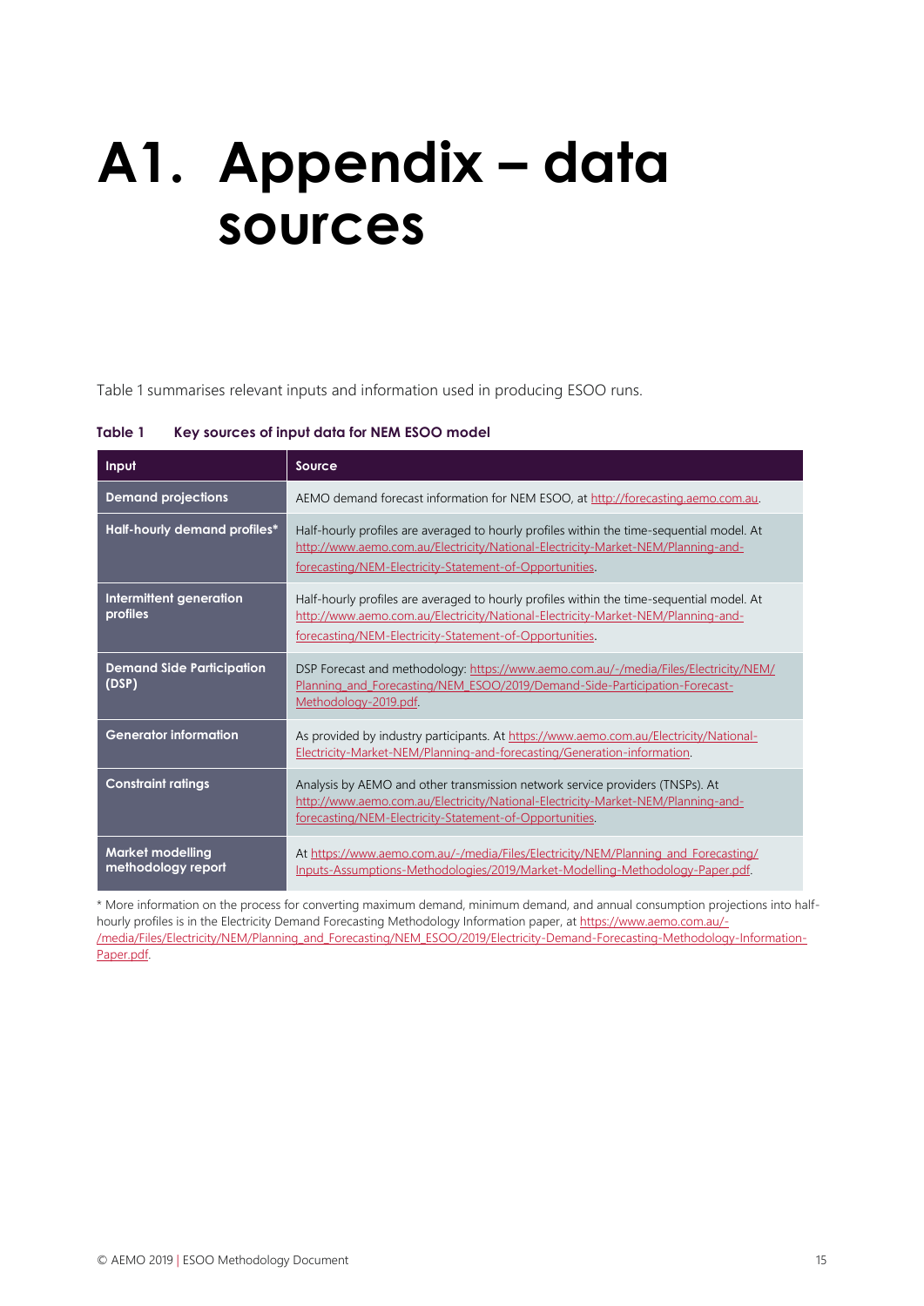# A1. Appendix – data sources

Table 1 summarises relevant inputs and information used in producing ESOO runs.

**Table 1 Key sources of input data for NEM ESOO model**

| Input | Source |
|---|---|
| **Demand projections** | AEMO demand forecast information for NEM ESOO, at http://forecasting.aemo.com.au. |
| **Half-hourly demand profiles*** | Half-hourly profiles are averaged to hourly profiles within the time-sequential model. At http://www.aemo.com.au/Electricity/National-Electricity-Market-NEM/Planning-and-forecasting/NEM-Electricity-Statement-of-Opportunities. |
| **Intermittent generation profiles** | Half-hourly profiles are averaged to hourly profiles within the time-sequential model. At http://www.aemo.com.au/Electricity/National-Electricity-Market-NEM/Planning-and-forecasting/NEM-Electricity-Statement-of-Opportunities. |
| **Demand Side Participation (DSP)** | DSP Forecast and methodology: https://www.aemo.com.au/-/media/Files/Electricity/NEM/Planning_and_Forecasting/NEM_ESOO/2019/Demand-Side-Participation-Forecast-Methodology-2019.pdf. |
| **Generator information** | As provided by industry participants. At https://www.aemo.com.au/Electricity/National-Electricity-Market-NEM/Planning-and-forecasting/Generation-information. |
| **Constraint ratings** | Analysis by AEMO and other transmission network service providers (TNSPs). At http://www.aemo.com.au/Electricity/National-Electricity-Market-NEM/Planning-and-forecasting/NEM-Electricity-Statement-of-Opportunities. |
| **Market modelling methodology report** | At https://www.aemo.com.au/-/media/Files/Electricity/NEM/Planning_and_Forecasting/Inputs-Assumptions-Methodologies/2019/Market-Modelling-Methodology-Paper.pdf. |

* More information on the process for converting maximum demand, minimum demand, and annual consumption projections into half-hourly profiles is in the Electricity Demand Forecasting Methodology Information paper, at https://www.aemo.com.au/-/media/Files/Electricity/NEM/Planning_and_Forecasting/NEM_ESOO/2019/Electricity-Demand-Forecasting-Methodology-Information-Paper.pdf.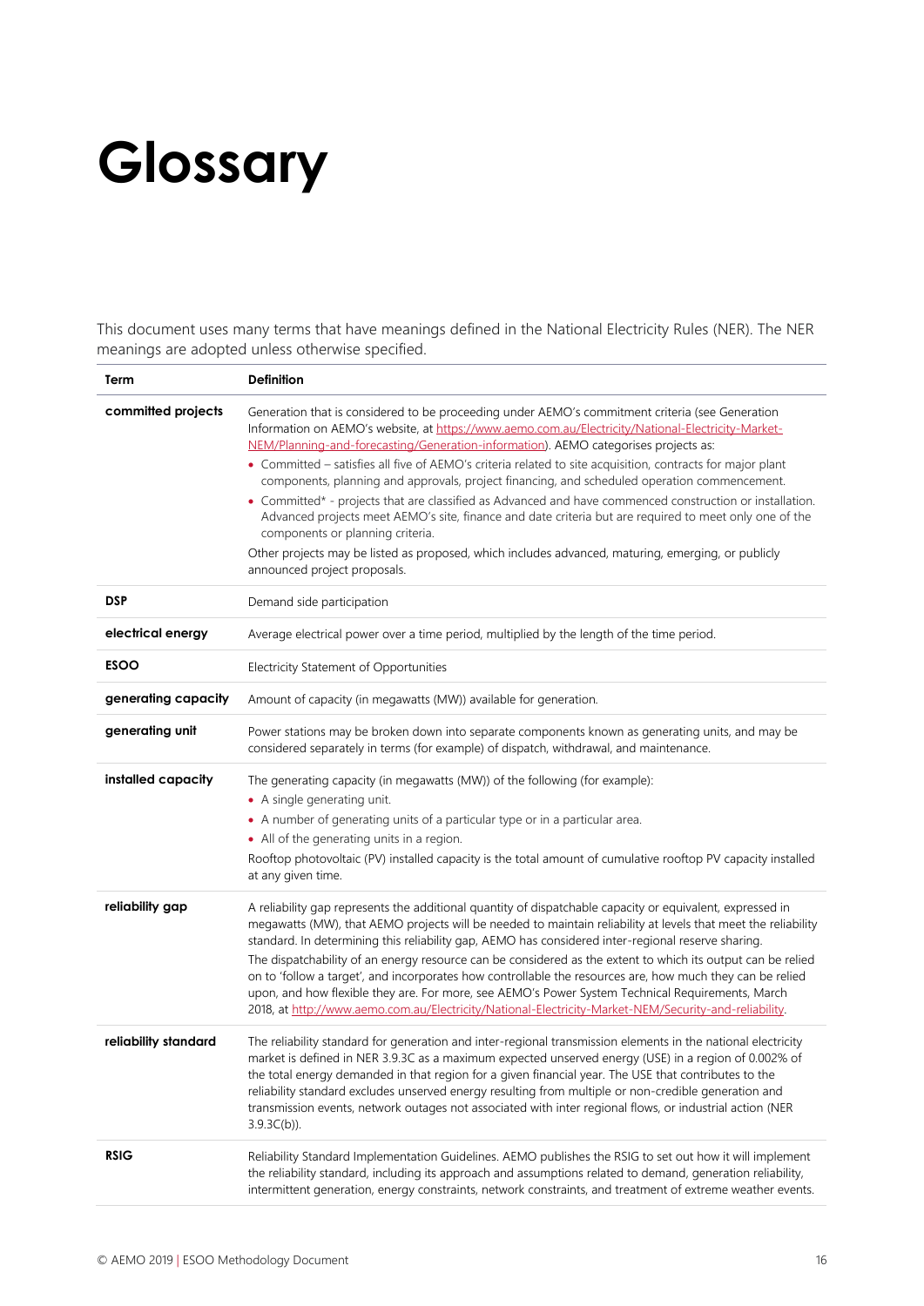# Glossary

This document uses many terms that have meanings defined in the National Electricity Rules (NER). The NER meanings are adopted unless otherwise specified.

| Term | Definition |
|---|---|
| **committed projects** | Generation that is considered to be proceeding under AEMO's commitment criteria (see Generation Information on AEMO's website, at https://www.aemo.com.au/Electricity/National-Electricity-Market-NEM/Planning-and-forecasting/Generation-information). AEMO categorises projects as: <br>• Committed – satisfies all five of AEMO's criteria related to site acquisition, contracts for major plant components, planning and approvals, project financing, and scheduled operation commencement. <br>• Committed* - projects that are classified as Advanced and have commenced construction or installation. Advanced projects meet AEMO's site, finance and date criteria but are required to meet only one of the components or planning criteria. <br>Other projects may be listed as proposed, which includes advanced, maturing, emerging, or publicly announced project proposals. |
| **DSP** | Demand side participation |
| **electrical energy** | Average electrical power over a time period, multiplied by the length of the time period. |
| **ESOO** | Electricity Statement of Opportunities |
| **generating capacity** | Amount of capacity (in megawatts (MW)) available for generation. |
| **generating unit** | Power stations may be broken down into separate components known as generating units, and may be considered separately in terms (for example) of dispatch, withdrawal, and maintenance. |
| **installed capacity** | The generating capacity (in megawatts (MW)) of the following (for example): <br>• A single generating unit. <br>• A number of generating units of a particular type or in a particular area. <br>• All of the generating units in a region. <br>Rooftop photovoltaic (PV) installed capacity is the total amount of cumulative rooftop PV capacity installed at any given time. |
| **reliability gap** | A reliability gap represents the additional quantity of dispatchable capacity or equivalent, expressed in megawatts (MW), that AEMO projects will be needed to maintain reliability at levels that meet the reliability standard. In determining this reliability gap, AEMO has considered inter-regional reserve sharing. <br>The dispatchability of an energy resource can be considered as the extent to which its output can be relied on to 'follow a target', and incorporates how controllable the resources are, how much they can be relied upon, and how flexible they are. For more, see AEMO's Power System Technical Requirements, March 2018, at http://www.aemo.com.au/Electricity/National-Electricity-Market-NEM/Security-and-reliability. |
| **reliability standard** | The reliability standard for generation and inter-regional transmission elements in the national electricity market is defined in NER 3.9.3C as a maximum expected unserved energy (USE) in a region of 0.002% of the total energy demanded in that region for a given financial year. The USE that contributes to the reliability standard excludes unserved energy resulting from multiple or non-credible generation and transmission events, network outages not associated with inter regional flows, or industrial action (NER 3.9.3C(b)). |
| **RSIG** | Reliability Standard Implementation Guidelines. AEMO publishes the RSIG to set out how it will implement the reliability standard, including its approach and assumptions related to demand, generation reliability, intermittent generation, energy constraints, network constraints, and treatment of extreme weather events. |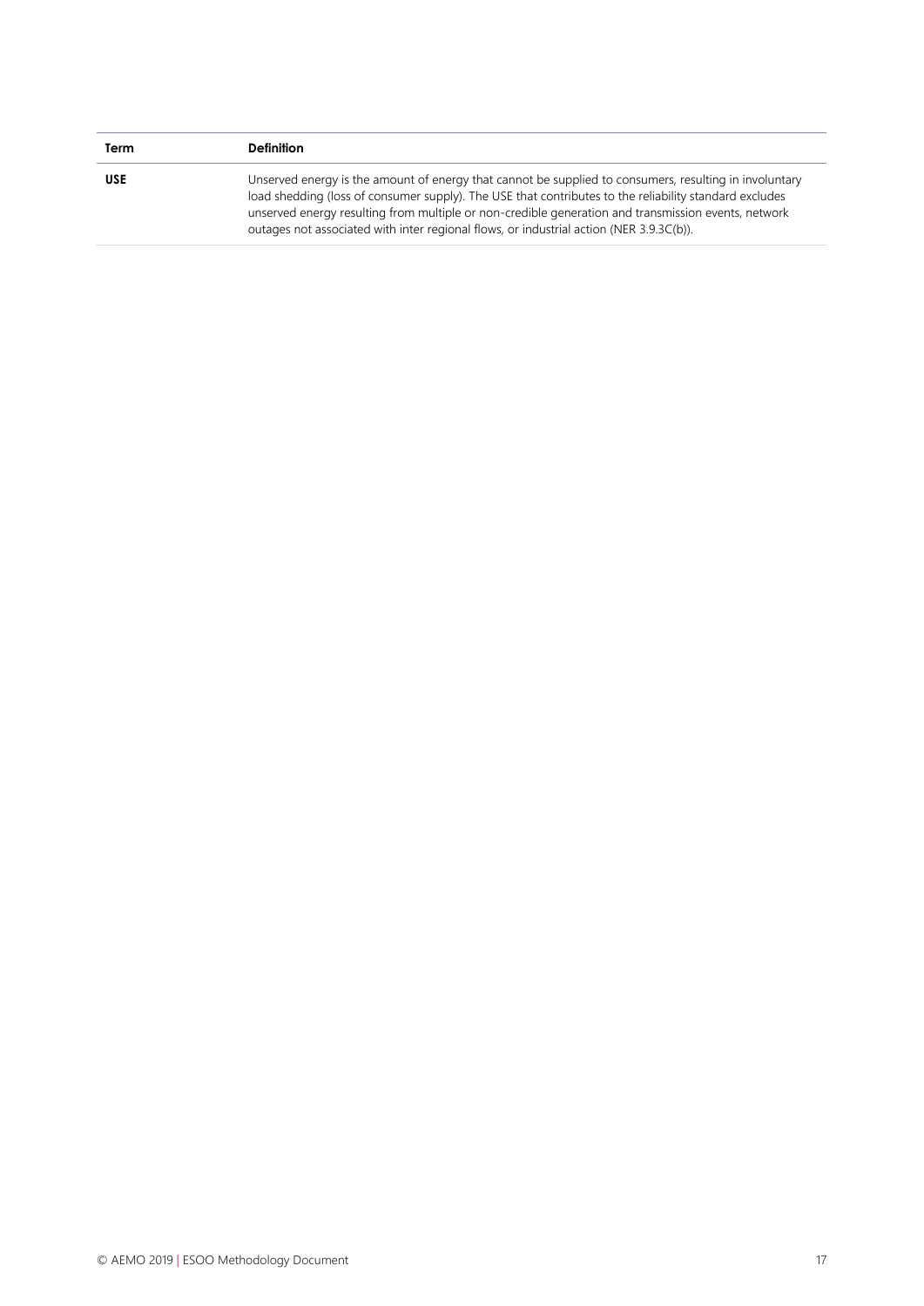| Term | Definition |
| --- | --- |
| **USE** | Unserved energy is the amount of energy that cannot be supplied to consumers, resulting in involuntary load shedding (loss of consumer supply). The USE that contributes to the reliability standard excludes unserved energy resulting from multiple or non-credible generation and transmission events, network outages not associated with inter regional flows, or industrial action (NER 3.9.3C(b)). |